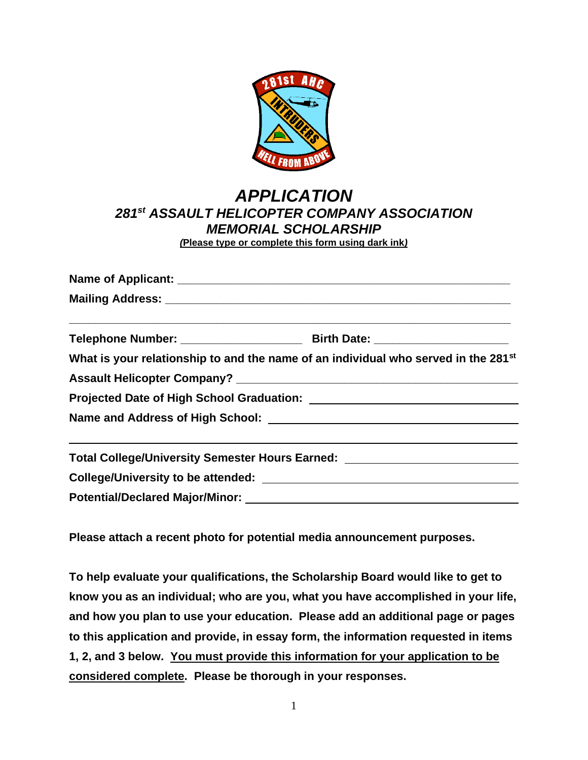# *APPLICATION*

## *281st ASSAULT HELICOPTER COMPANY ASSOCIATION MEMORIAL SCHOLARSHIP*

***(Please type or complete this form using dark ink)***

**Name of Applicant:** ____________________________________________

**Mailing Address:** ____________________________________________

_______________________________________________________________

**Telephone Number:** ___________________ **Birth Date:** ____________________

**What is your relationship to and the name of an individual who served in the 281st Assault Helicopter Company?** ____________________________________

**Projected Date of High School Graduation:** ____________________________

**Name and Address of High School:** ____________________________________

_______________________________________________________________

**Total College/University Semester Hours Earned:** ________________________

**College/University to be attended:** ____________________________________

**Potential/Declared Major/Minor:** ______________________________________

**Please attach a recent photo for potential media announcement purposes.**

**To help evaluate your qualifications, the Scholarship Board would like to get to know you as an individual; who are you, what you have accomplished in your life, and how you plan to use your education. Please add an additional page or pages to this application and provide, in essay form, the information requested in items 1, 2, and 3 below. <u>You must provide this information for your application to be considered complete</u>. Please be thorough in your responses.**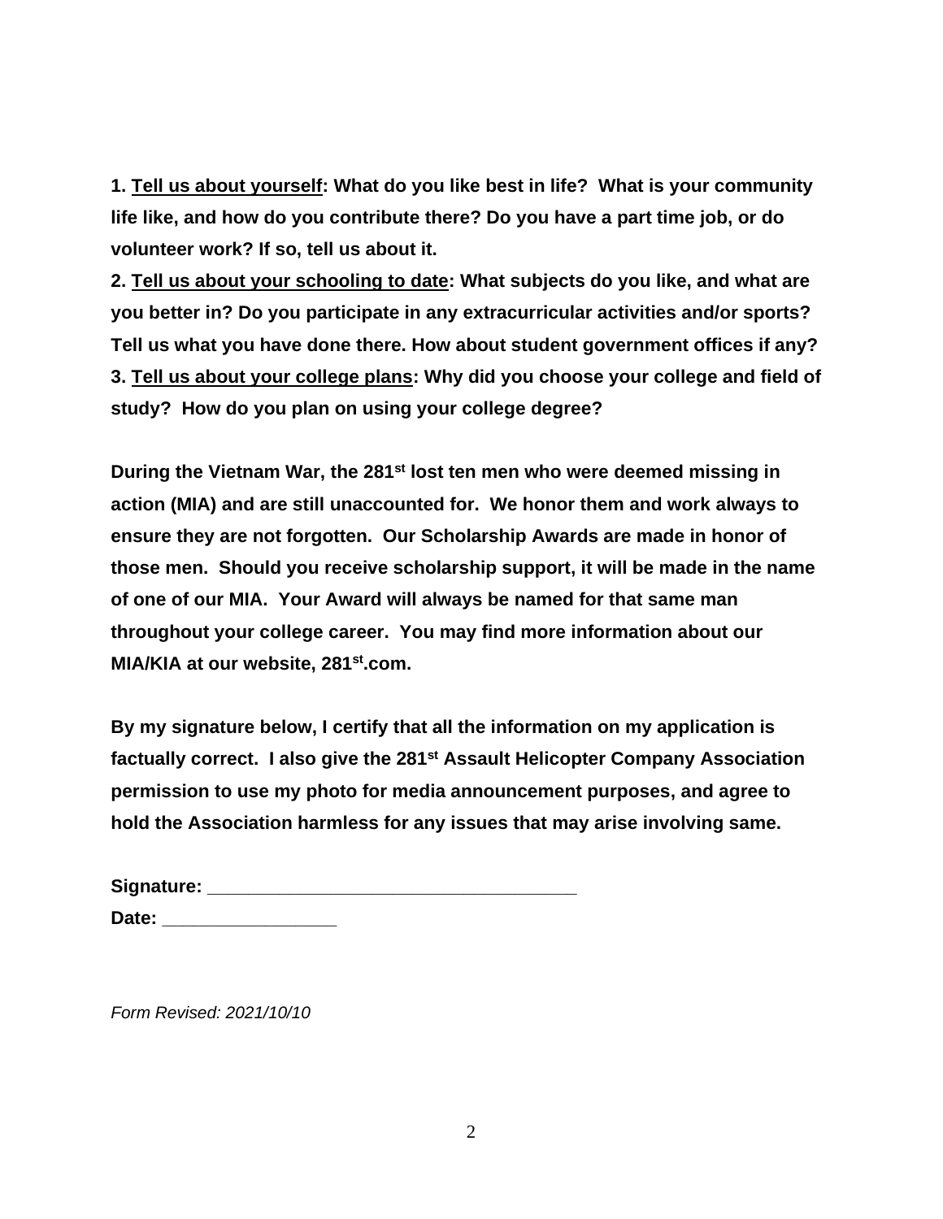**1. <u>Tell us about yourself</u>: What do you like best in life? What is your community life like, and how do you contribute there? Do you have a part time job, or do volunteer work? If so, tell us about it.**

**2. <u>Tell us about your schooling to date</u>: What subjects do you like, and what are you better in? Do you participate in any extracurricular activities and/or sports? Tell us what you have done there. How about student government offices if any?**

**3. <u>Tell us about your college plans</u>: Why did you choose your college and field of study? How do you plan on using your college degree?**

**During the Vietnam War, the 281st lost ten men who were deemed missing in action (MIA) and are still unaccounted for. We honor them and work always to ensure they are not forgotten. Our Scholarship Awards are made in honor of those men. Should you receive scholarship support, it will be made in the name of one of our MIA. Your Award will always be named for that same man throughout your college career. You may find more information about our MIA/KIA at our website, 281st.com.**

**By my signature below, I certify that all the information on my application is factually correct. I also give the 281st Assault Helicopter Company Association permission to use my photo for media announcement purposes, and agree to hold the Association harmless for any issues that may arise involving same.**

**Signature: ____________________________________**

**Date: _________________**

*Form Revised: 2021/10/10*